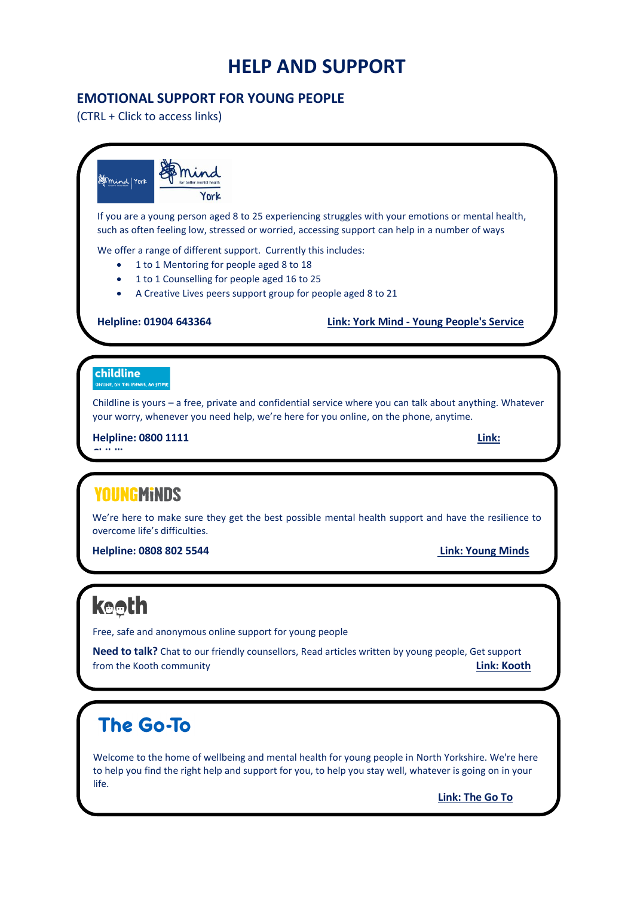# HELP AND SUPPORT

## EMOTIONAL SUPPORT FOR YOUNG PEOPLE

(CTRL + Click to access links)

If you are a young person aged 8 to 25 experiencing struggles with your emotions or mental health, such as often feeling low, stressed or worried, accessing support can help in a number of ways

We offer a range of different support. Currently this includes:

- 1 to 1 Mentoring for people aged 8 to 18
- 1 to 1 Counselling for people aged 16 to 25
- A Creative Lives peers support group for people aged 8 to 21

**Helpline: 01904 643364** **Link: York Mind - Young People's Service**

Childline is yours – a free, private and confidential service where you can talk about anything. Whatever your worry, whenever you need help, we're here for you online, on the phone, anytime.

**Helpline: 0800 1111** **Link:**

We're here to make sure they get the best possible mental health support and have the resilience to overcome life's difficulties.

**Helpline: 0808 802 5544** **Link: Young Minds**

Free, safe and anonymous online support for young people

**Need to talk?** Chat to our friendly counsellors, Read articles written by young people, Get support from the Kooth community **Link: Kooth**

## The Go-To

Welcome to the home of wellbeing and mental health for young people in North Yorkshire. We're here to help you find the right help and support for you, to help you stay well, whatever is going on in your life.

**Link: The Go To**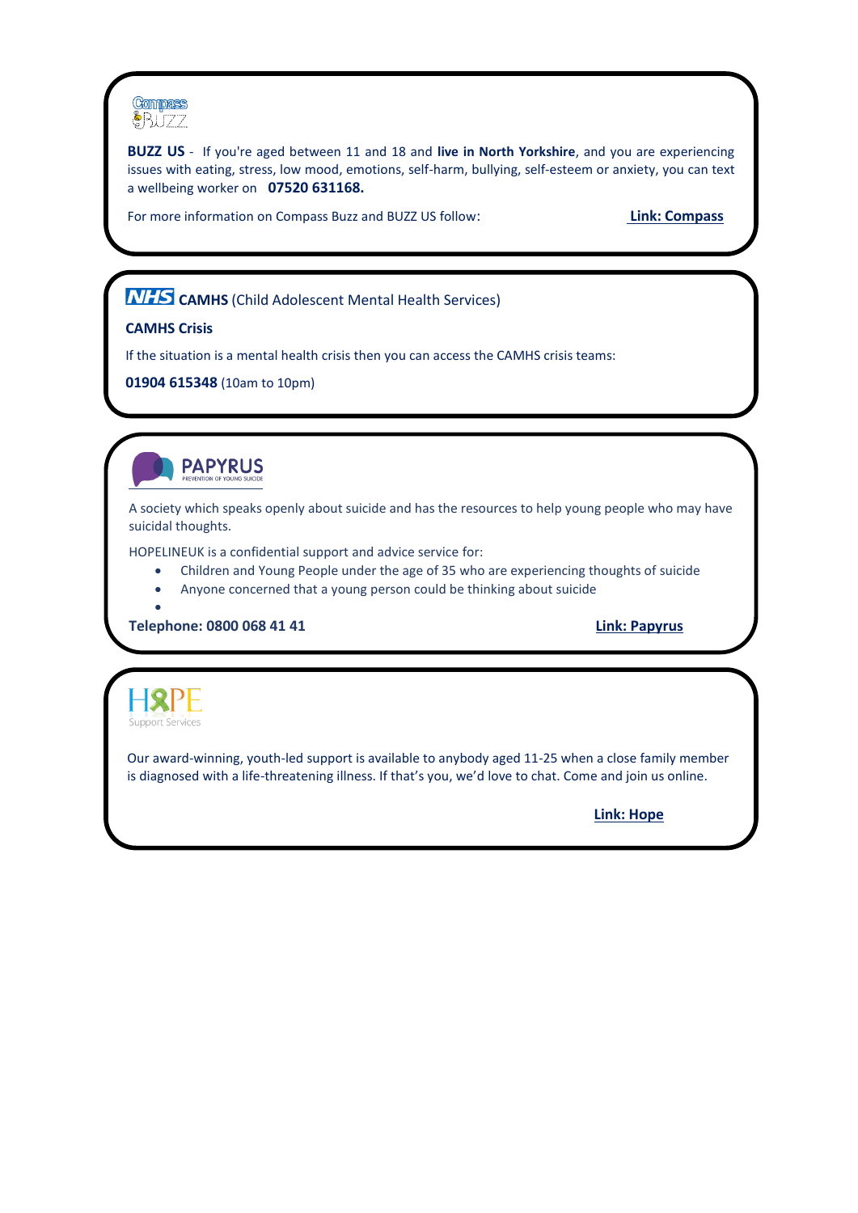Compass BUZZ

**BUZZ US** - If you're aged between 11 and 18 and **live in North Yorkshire**, and you are experiencing issues with eating, stress, low mood, emotions, self-harm, bullying, self-esteem or anxiety, you can text a wellbeing worker on **07520 631168.**

For more information on Compass Buzz and BUZZ US follow: **Link: Compass**

---

NHS **CAMHS** (Child Adolescent Mental Health Services)

**CAMHS Crisis**

If the situation is a mental health crisis then you can access the CAMHS crisis teams:

**01904 615348** (10am to 10pm)

---

PAPYRUS
PREVENTION OF YOUNG SUICIDE

A society which speaks openly about suicide and has the resources to help young people who may have suicidal thoughts.

HOPELINEUK is a confidential support and advice service for:

- Children and Young People under the age of 35 who are experiencing thoughts of suicide
- Anyone concerned that a young person could be thinking about suicide

**Telephone: 0800 068 41 41** **Link: Papyrus**

---

HOPE
Support Services

Our award-winning, youth-led support is available to anybody aged 11-25 when a close family member is diagnosed with a life-threatening illness. If that's you, we'd love to chat. Come and join us online.

**Link: Hope**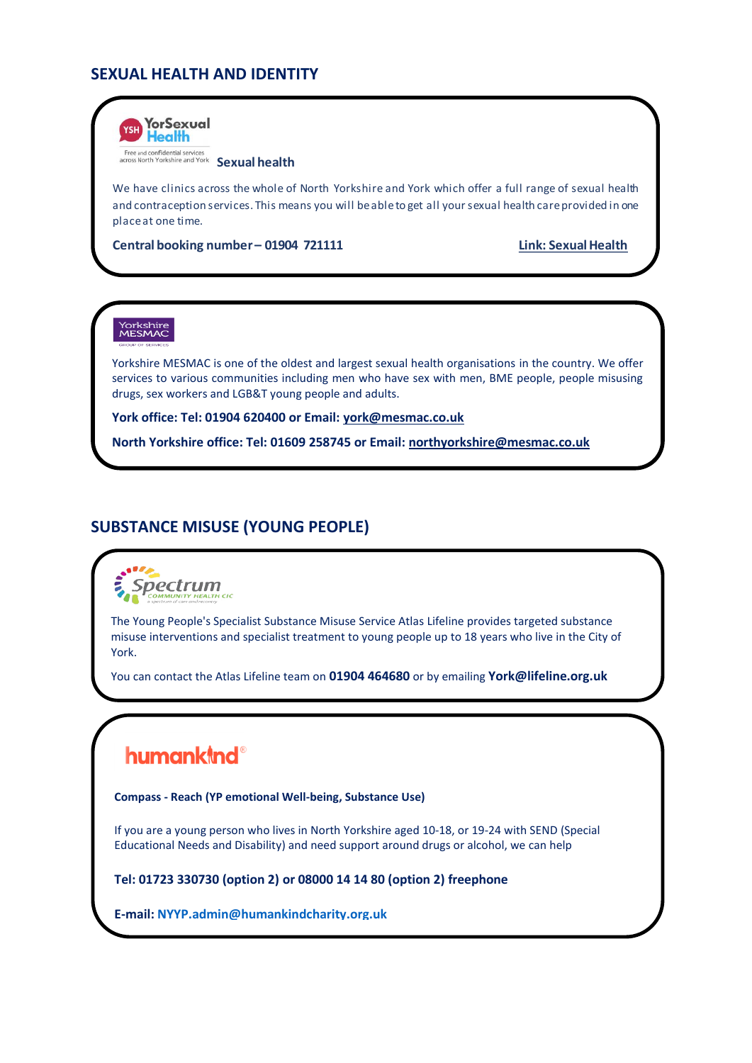## SEXUAL HEALTH AND IDENTITY

YorSexual Health

Free and confidential services across North Yorkshire and York

**Sexual health**

We have clinics across the whole of North Yorkshire and York which offer a full range of sexual health and contraception services. This means you will be able to get all your sexual health care provided in one place at one time.

**Central booking number – 01904 721111**

**Link: Sexual Health**

Yorkshire MESMAC

Yorkshire MESMAC is one of the oldest and largest sexual health organisations in the country. We offer services to various communities including men who have sex with men, BME people, people misusing drugs, sex workers and LGB&T young people and adults.

**York office: Tel: 01904 620400 or Email: york@mesmac.co.uk**

**North Yorkshire office: Tel: 01609 258745 or Email: northyorkshire@mesmac.co.uk**

## SUBSTANCE MISUSE (YOUNG PEOPLE)

Spectrum Community Health CIC

The Young People's Specialist Substance Misuse Service Atlas Lifeline provides targeted substance misuse interventions and specialist treatment to young people up to 18 years who live in the City of York.

You can contact the Atlas Lifeline team on **01904 464680** or by emailing **York@lifeline.org.uk**

humankind

**Compass - Reach (YP emotional Well-being, Substance Use)**

If you are a young person who lives in North Yorkshire aged 10-18, or 19-24 with SEND (Special Educational Needs and Disability) and need support around drugs or alcohol, we can help

**Tel: 01723 330730 (option 2) or 08000 14 14 80 (option 2) freephone**

**E-mail: NYYP.admin@humankindcharity.org.uk**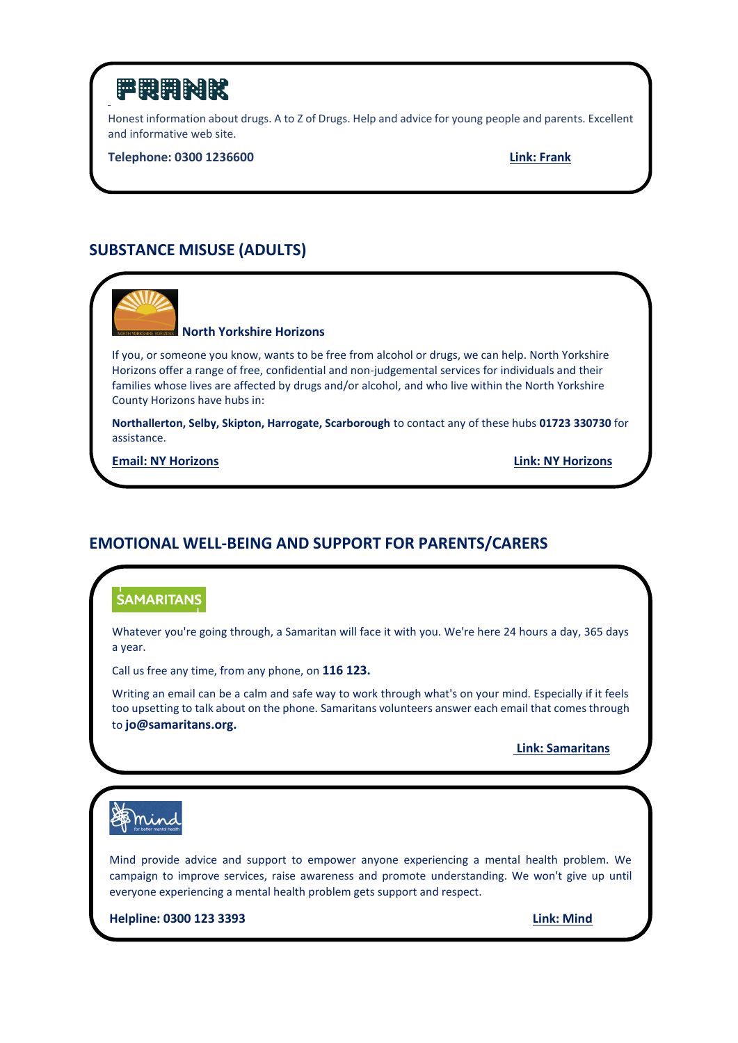**FRANK**

Honest information about drugs. A to Z of Drugs. Help and advice for young people and parents. Excellent and informative web site.

**Telephone: 0300 1236600** **Link: Frank**

## SUBSTANCE MISUSE (ADULTS)

**North Yorkshire Horizons**

If you, or someone you know, wants to be free from alcohol or drugs, we can help. North Yorkshire Horizons offer a range of free, confidential and non-judgemental services for individuals and their families whose lives are affected by drugs and/or alcohol, and who live within the North Yorkshire County Horizons have hubs in:

**Northallerton, Selby, Skipton, Harrogate, Scarborough** to contact any of these hubs **01723 330730** for assistance.

**Email: NY Horizons** **Link: NY Horizons**

## EMOTIONAL WELL-BEING AND SUPPORT FOR PARENTS/CARERS

**SAMARITANS**

Whatever you're going through, a Samaritan will face it with you. We're here 24 hours a day, 365 days a year.

Call us free any time, from any phone, on **116 123.**

Writing an email can be a calm and safe way to work through what's on your mind. Especially if it feels too upsetting to talk about on the phone. Samaritans volunteers answer each email that comes through to **jo@samaritans.org.**

**Link: Samaritans**

**mind** for better mental health

Mind provide advice and support to empower anyone experiencing a mental health problem. We campaign to improve services, raise awareness and promote understanding. We won't give up until everyone experiencing a mental health problem gets support and respect.

**Helpline: 0300 123 3393** **Link: Mind**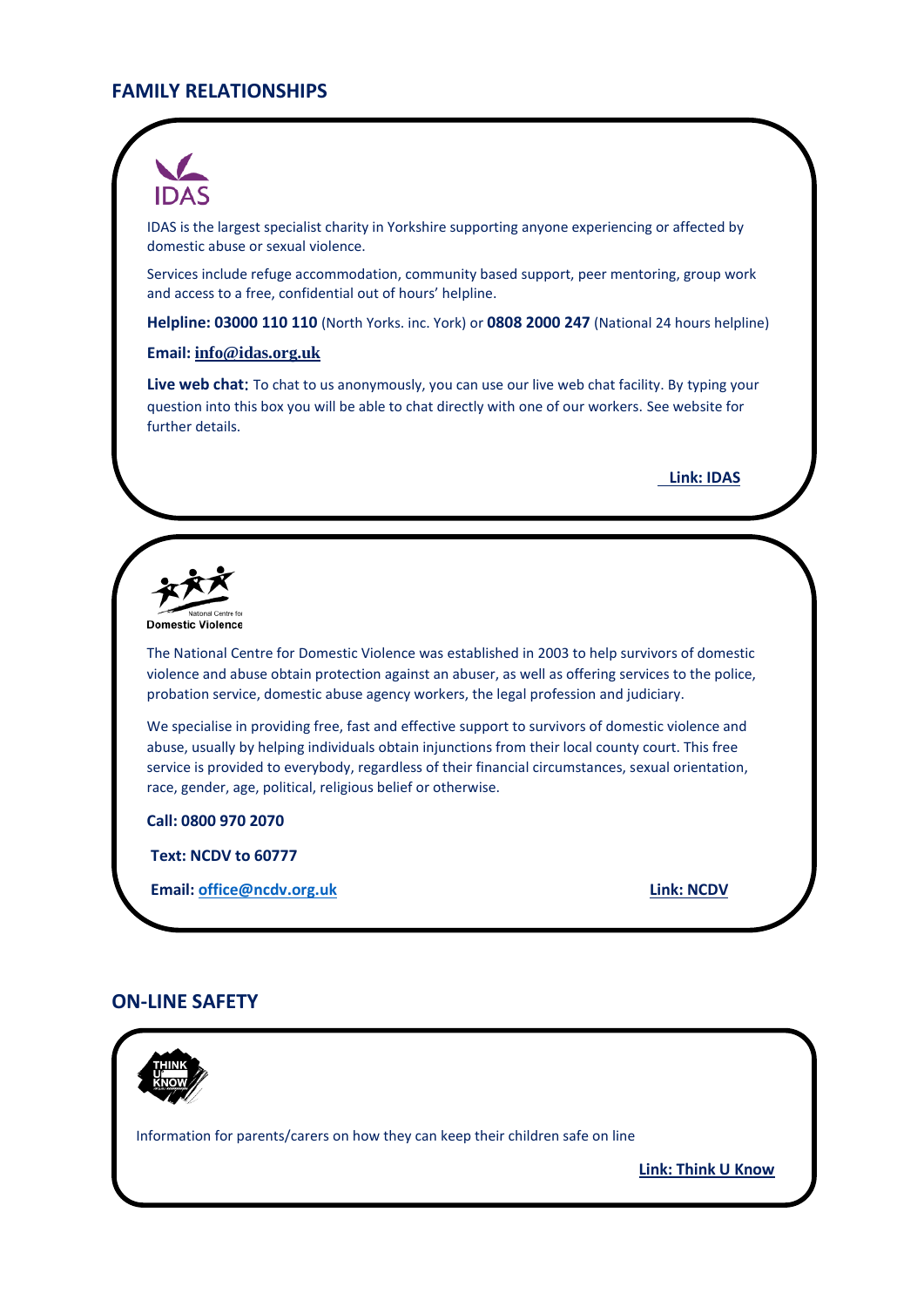## FAMILY RELATIONSHIPS

IDAS

IDAS is the largest specialist charity in Yorkshire supporting anyone experiencing or affected by domestic abuse or sexual violence.

Services include refuge accommodation, community based support, peer mentoring, group work and access to a free, confidential out of hours' helpline.

**Helpline: 03000 110 110** (North Yorks. inc. York) or **0808 2000 247** (National 24 hours helpline)

**Email: info@idas.org.uk**

**Live web chat:** To chat to us anonymously, you can use our live web chat facility. By typing your question into this box you will be able to chat directly with one of our workers. See website for further details.

**Link: IDAS**

National Centre for Domestic Violence

The National Centre for Domestic Violence was established in 2003 to help survivors of domestic violence and abuse obtain protection against an abuser, as well as offering services to the police, probation service, domestic abuse agency workers, the legal profession and judiciary.

We specialise in providing free, fast and effective support to survivors of domestic violence and abuse, usually by helping individuals obtain injunctions from their local county court. This free service is provided to everybody, regardless of their financial circumstances, sexual orientation, race, gender, age, political, religious belief or otherwise.

**Call: 0800 970 2070**

**Text: NCDV to 60777**

**Email: office@ncdv.org.uk**

**Link: NCDV**

## ON-LINE SAFETY

THINK U KNOW

Information for parents/carers on how they can keep their children safe on line

**Link: Think U Know**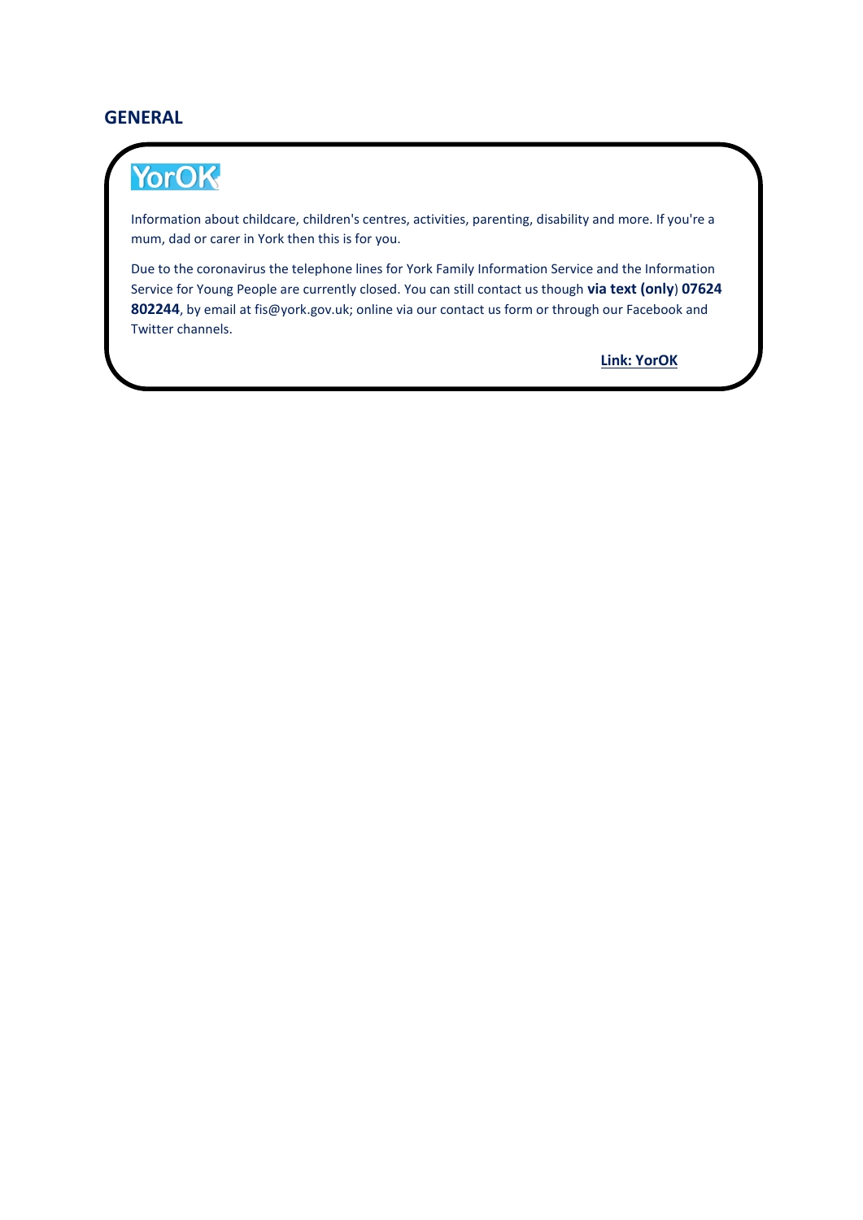## GENERAL

YorOK

Information about childcare, children's centres, activities, parenting, disability and more. If you're a mum, dad or carer in York then this is for you.

Due to the coronavirus the telephone lines for York Family Information Service and the Information Service for Young People are currently closed. You can still contact us though **via text (only**) **07624 802244**, by email at fis@york.gov.uk; online via our contact us form or through our Facebook and Twitter channels.

**Link: YorOK**